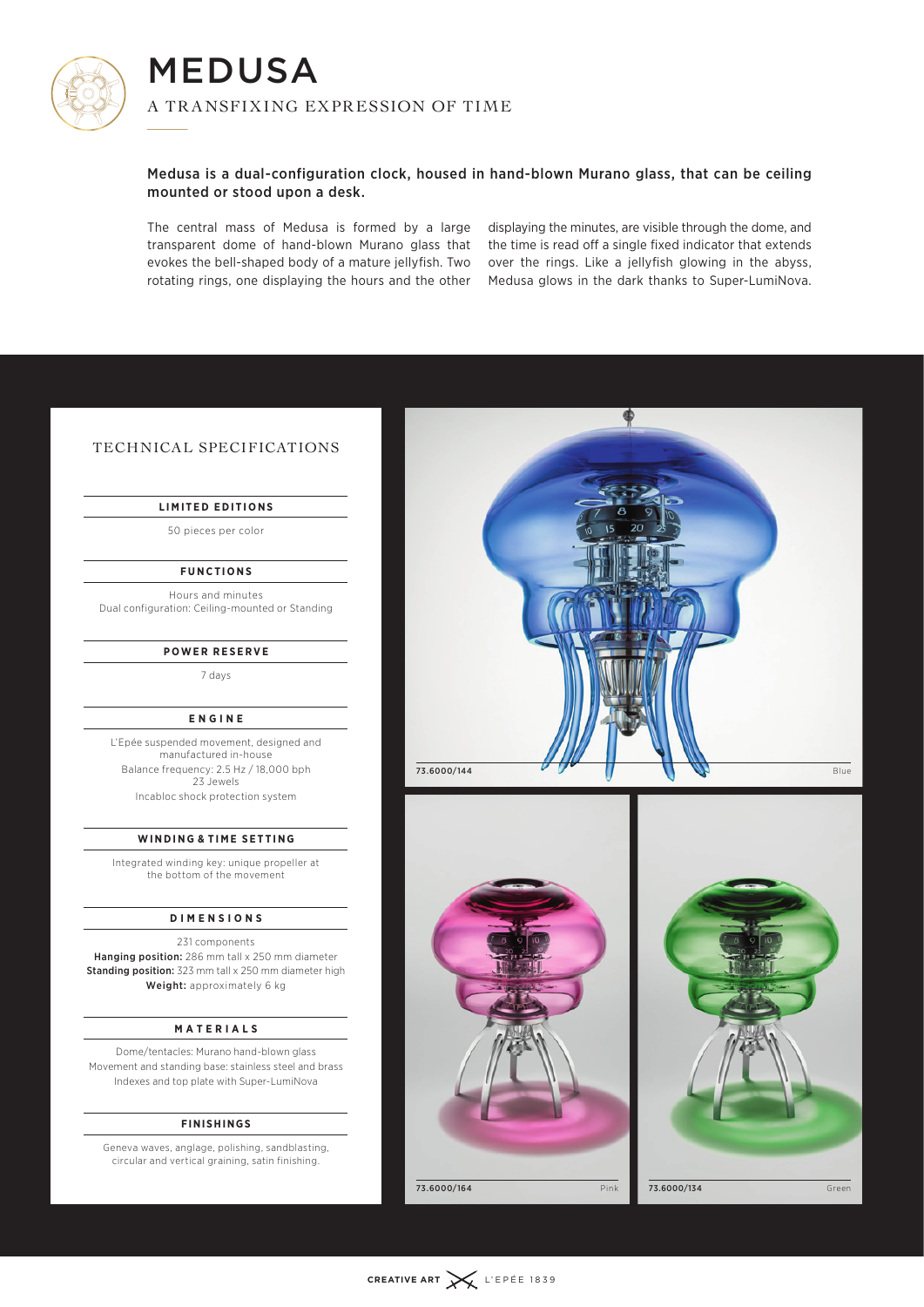# MEDUSA

A TRANSFIXING EXPRESSION OF TIME

**Medusa is a dual-configuration clock, housed in hand-blown Murano glass, that can be ceiling mounted or stood upon a desk.**

The central mass of Medusa is formed by a large transparent dome of hand-blown Murano glass that evokes the bell-shaped body of a mature jellyfish. Two rotating rings, one displaying the hours and the other displaying the minutes, are visible through the dome, and the time is read off a single fixed indicator that extends over the rings. Like a jellyfish glowing in the abyss, Medusa glows in the dark thanks to Super-LumiNova.

## TECHNICAL SPECIFICATIONS

### LIMITED EDITIONS

50 pieces per color

### FUNCTIONS

Hours and minutes
Dual configuration: Ceiling-mounted or Standing

### POWER RESERVE

7 days

### ENGINE

L'Epée suspended movement, designed and manufactured in-house
Balance frequency: 2.5 Hz / 18,000 bph
23 Jewels
Incabloc shock protection system

### WINDING & TIME SETTING

Integrated winding key: unique propeller at the bottom of the movement

### DIMENSIONS

231 components
**Hanging position:** 286 mm tall x 250 mm diameter
**Standing position:** 323 mm tall x 250 mm diameter high
**Weight:** approximately 6 kg

### MATERIALS

Dome/tentacles: Murano hand-blown glass
Movement and standing base: stainless steel and brass
Indexes and top plate with Super-LumiNova

### FINISHINGS

Geneva waves, anglage, polishing, sandblasting, circular and vertical graining, satin finishing.

73.6000/144 Blue

73.6000/164 Pink

73.6000/134 Green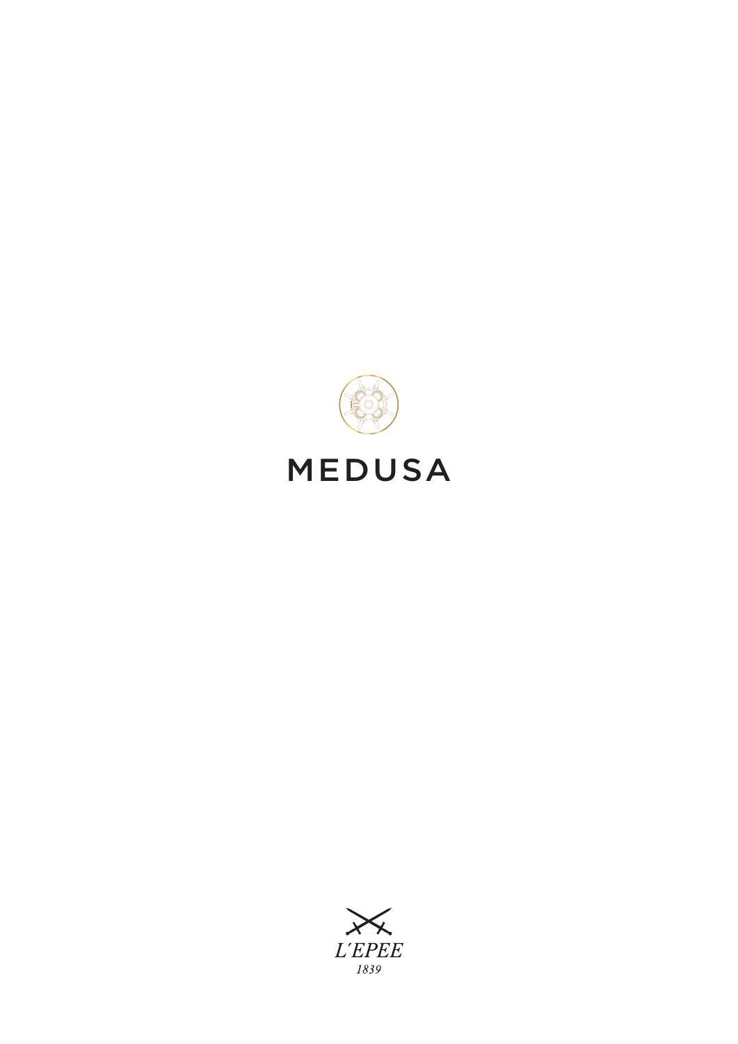# MEDUSA

L'EPEE
1839